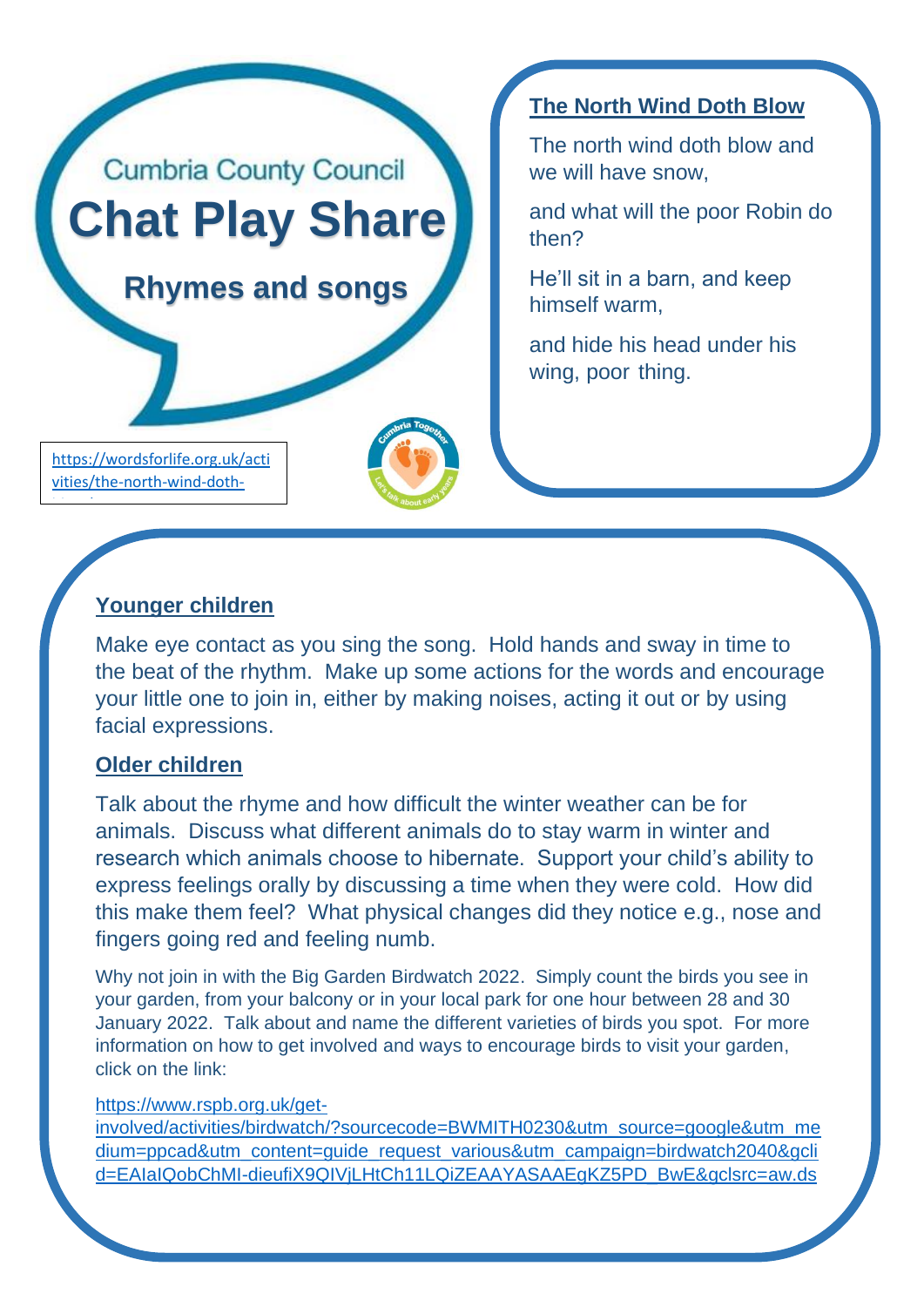Cumbria County Council

# Chat Play Share

## Rhymes and songs

https://wordsforlife.org.uk/activities/the-north-wind-doth-

### The North Wind Doth Blow

The north wind doth blow and we will have snow,

and what will the poor Robin do then?

He'll sit in a barn, and keep himself warm,

and hide his head under his wing, poor thing.

### Younger children

Make eye contact as you sing the song. Hold hands and sway in time to the beat of the rhythm. Make up some actions for the words and encourage your little one to join in, either by making noises, acting it out or by using facial expressions.

### Older children

Talk about the rhyme and how difficult the winter weather can be for animals. Discuss what different animals do to stay warm in winter and research which animals choose to hibernate. Support your child's ability to express feelings orally by discussing a time when they were cold. How did this make them feel? What physical changes did they notice e.g., nose and fingers going red and feeling numb.

Why not join in with the Big Garden Birdwatch 2022. Simply count the birds you see in your garden, from your balcony or in your local park for one hour between 28 and 30 January 2022. Talk about and name the different varieties of birds you spot. For more information on how to get involved and ways to encourage birds to visit your garden, click on the link:

https://www.rspb.org.uk/get-involved/activities/birdwatch/?sourcecode=BWMITH0230&utm_source=google&utm_medium=ppcad&utm_content=guide_request_various&utm_campaign=birdwatch2040&gclid=EAIaIQobChMI-dieufiX9QIVjLHtCh11LQiZEAAYASAAEgKZ5PD_BwE&gclsrc=aw.ds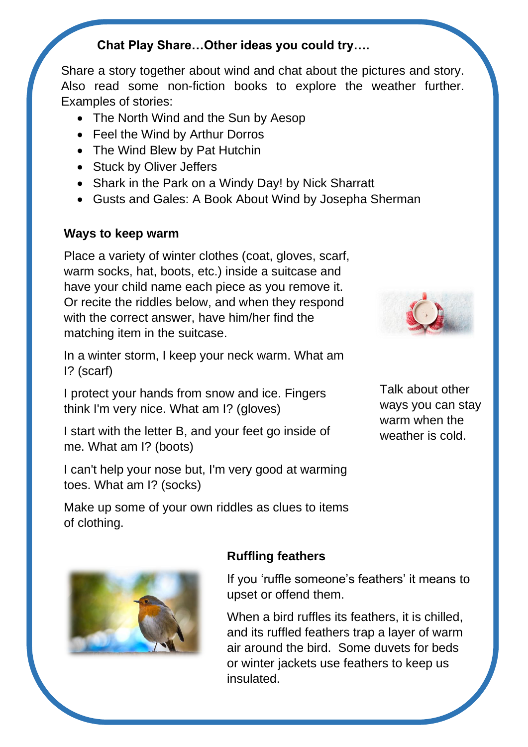## Chat Play Share…Other ideas you could try….

Share a story together about wind and chat about the pictures and story. Also read some non-fiction books to explore the weather further. Examples of stories:

- The North Wind and the Sun by Aesop
- Feel the Wind by Arthur Dorros
- The Wind Blew by Pat Hutchin
- Stuck by Oliver Jeffers
- Shark in the Park on a Windy Day! by Nick Sharratt
- Gusts and Gales: A Book About Wind by Josepha Sherman

### Ways to keep warm

Place a variety of winter clothes (coat, gloves, scarf, warm socks, hat, boots, etc.) inside a suitcase and have your child name each piece as you remove it. Or recite the riddles below, and when they respond with the correct answer, have him/her find the matching item in the suitcase.

In a winter storm, I keep your neck warm. What am I? (scarf)

I protect your hands from snow and ice. Fingers think I'm very nice. What am I? (gloves)

I start with the letter B, and your feet go inside of me. What am I? (boots)

I can't help your nose but, I'm very good at warming toes. What am I? (socks)

Make up some of your own riddles as clues to items of clothing.

Talk about other ways you can stay warm when the weather is cold.

### Ruffling feathers

If you 'ruffle someone's feathers' it means to upset or offend them.

When a bird ruffles its feathers, it is chilled, and its ruffled feathers trap a layer of warm air around the bird. Some duvets for beds or winter jackets use feathers to keep us insulated.